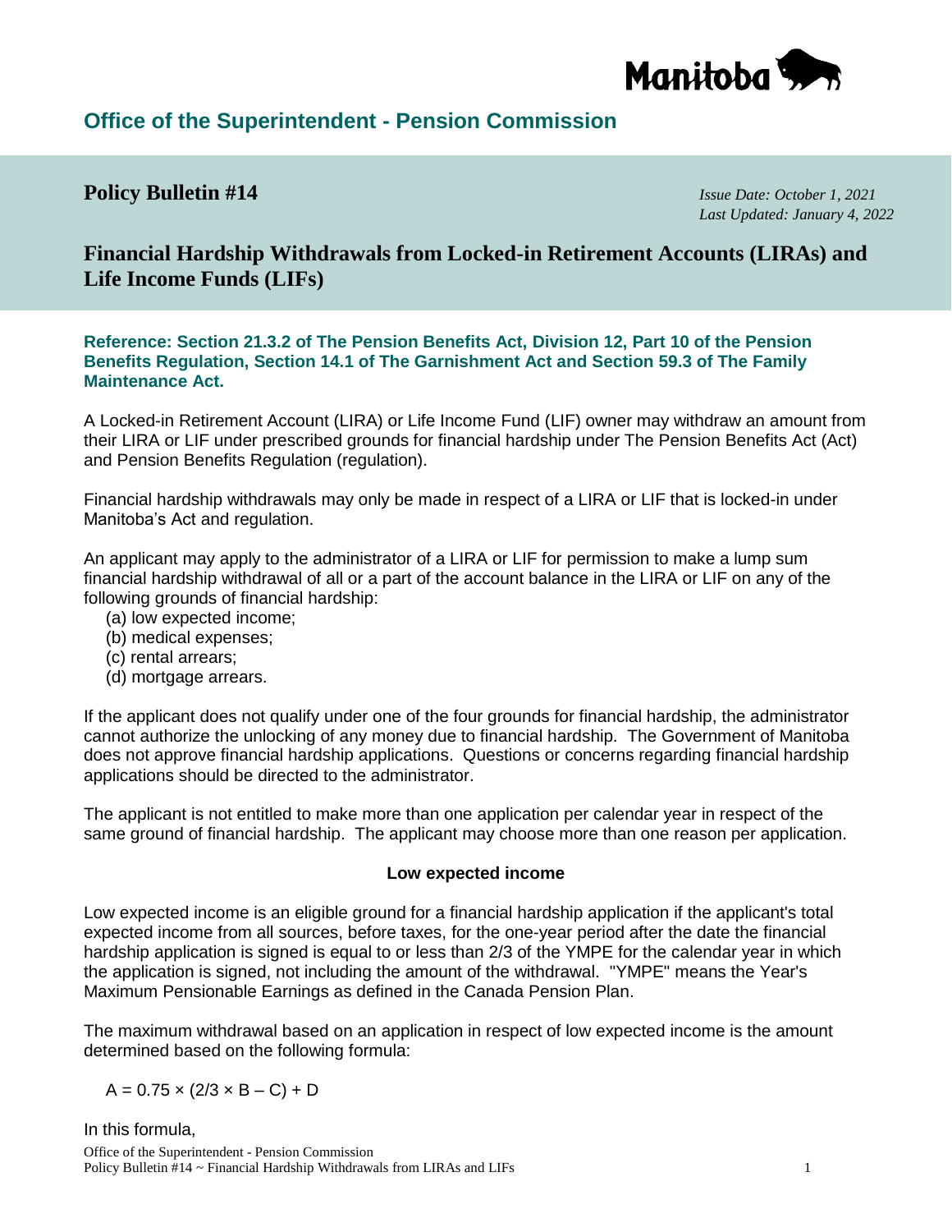# Office of the Superintendent - Pension Commission

## Policy Bulletin #14

*Issue Date: October 1, 2021*
*Last Updated: January 4, 2022*

## Financial Hardship Withdrawals from Locked-in Retirement Accounts (LIRAs) and Life Income Funds (LIFs)

**Reference: Section 21.3.2 of The Pension Benefits Act, Division 12, Part 10 of the Pension Benefits Regulation, Section 14.1 of The Garnishment Act and Section 59.3 of The Family Maintenance Act.**

A Locked-in Retirement Account (LIRA) or Life Income Fund (LIF) owner may withdraw an amount from their LIRA or LIF under prescribed grounds for financial hardship under The Pension Benefits Act (Act) and Pension Benefits Regulation (regulation).

Financial hardship withdrawals may only be made in respect of a LIRA or LIF that is locked-in under Manitoba's Act and regulation.

An applicant may apply to the administrator of a LIRA or LIF for permission to make a lump sum financial hardship withdrawal of all or a part of the account balance in the LIRA or LIF on any of the following grounds of financial hardship:

(a) low expected income;
(b) medical expenses;
(c) rental arrears;
(d) mortgage arrears.

If the applicant does not qualify under one of the four grounds for financial hardship, the administrator cannot authorize the unlocking of any money due to financial hardship. The Government of Manitoba does not approve financial hardship applications. Questions or concerns regarding financial hardship applications should be directed to the administrator.

The applicant is not entitled to make more than one application per calendar year in respect of the same ground of financial hardship. The applicant may choose more than one reason per application.

### Low expected income

Low expected income is an eligible ground for a financial hardship application if the applicant's total expected income from all sources, before taxes, for the one-year period after the date the financial hardship application is signed is equal to or less than 2/3 of the YMPE for the calendar year in which the application is signed, not including the amount of the withdrawal. "YMPE" means the Year's Maximum Pensionable Earnings as defined in the Canada Pension Plan.

The maximum withdrawal based on an application in respect of low expected income is the amount determined based on the following formula:

$$A = 0.75 \times (2/3 \times B - C) + D$$

In this formula,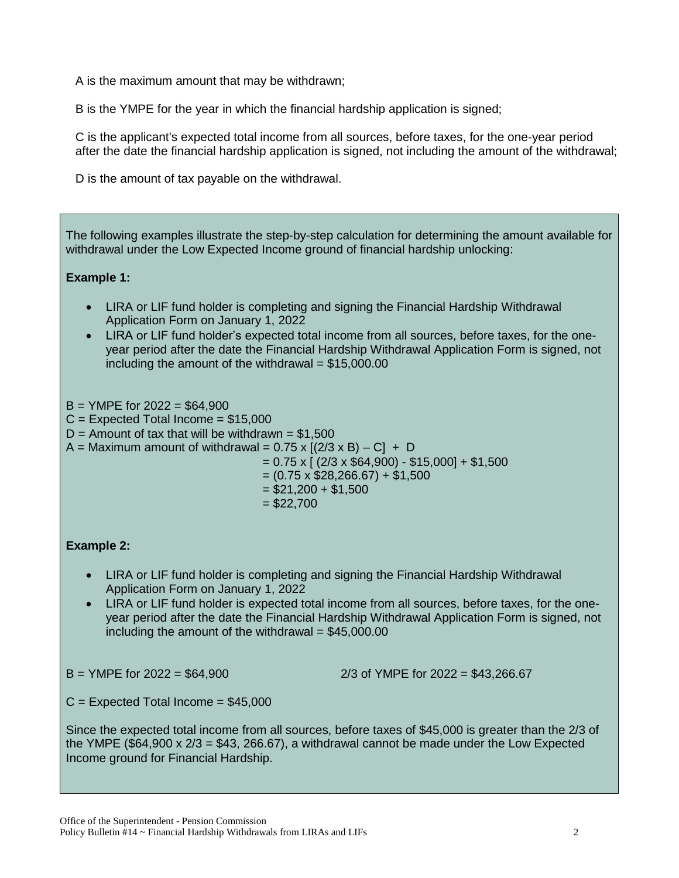A is the maximum amount that may be withdrawn;

B is the YMPE for the year in which the financial hardship application is signed;

C is the applicant's expected total income from all sources, before taxes, for the one-year period after the date the financial hardship application is signed, not including the amount of the withdrawal;

D is the amount of tax payable on the withdrawal.

The following examples illustrate the step-by-step calculation for determining the amount available for withdrawal under the Low Expected Income ground of financial hardship unlocking:

**Example 1:**

- LIRA or LIF fund holder is completing and signing the Financial Hardship Withdrawal Application Form on January 1, 2022
- LIRA or LIF fund holder's expected total income from all sources, before taxes, for the one-year period after the date the Financial Hardship Withdrawal Application Form is signed, not including the amount of the withdrawal = $15,000.00

B = YMPE for 2022 = $64,900
C = Expected Total Income = $15,000
D = Amount of tax that will be withdrawn = $1,500
A = Maximum amount of withdrawal = 0.75 x [(2/3 x B) – C] + D
= 0.75 x [ (2/3 x $64,900) - $15,000] + $1,500
= (0.75 x $28,266.67) + $1,500
= $21,200 + $1,500
= $22,700

**Example 2:**

- LIRA or LIF fund holder is completing and signing the Financial Hardship Withdrawal Application Form on January 1, 2022
- LIRA or LIF fund holder is expected total income from all sources, before taxes, for the one-year period after the date the Financial Hardship Withdrawal Application Form is signed, not including the amount of the withdrawal = $45,000.00

B = YMPE for 2022 = $64,900　　　　2/3 of YMPE for 2022 = $43,266.67

C = Expected Total Income = $45,000

Since the expected total income from all sources, before taxes of $45,000 is greater than the 2/3 of the YMPE ($64,900 x 2/3 = $43, 266.67), a withdrawal cannot be made under the Low Expected Income ground for Financial Hardship.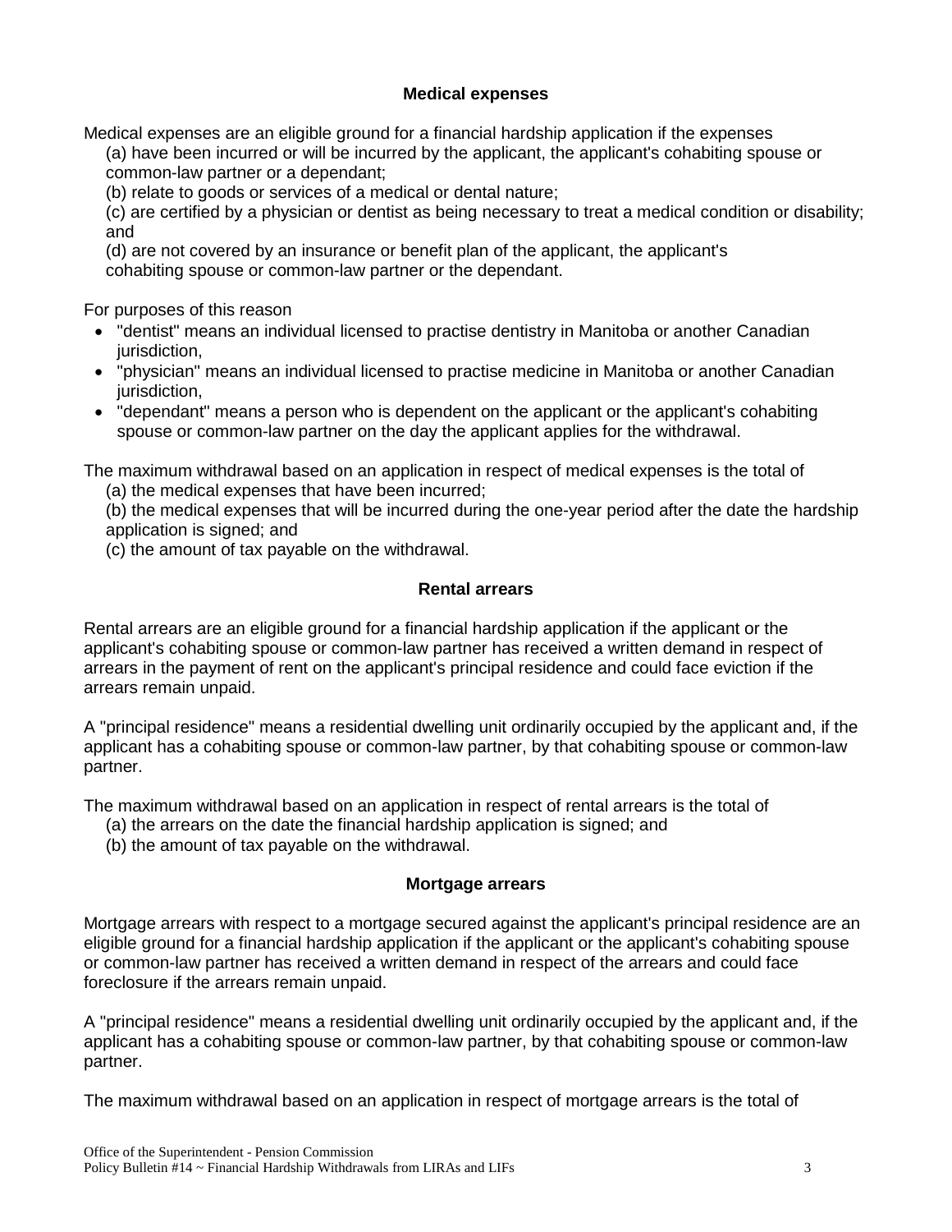### Medical expenses

Medical expenses are an eligible ground for a financial hardship application if the expenses

(a) have been incurred or will be incurred by the applicant, the applicant's cohabiting spouse or common-law partner or a dependant;

(b) relate to goods or services of a medical or dental nature;

(c) are certified by a physician or dentist as being necessary to treat a medical condition or disability; and

(d) are not covered by an insurance or benefit plan of the applicant, the applicant's cohabiting spouse or common-law partner or the dependant.

For purposes of this reason

- "dentist" means an individual licensed to practise dentistry in Manitoba or another Canadian jurisdiction,
- "physician" means an individual licensed to practise medicine in Manitoba or another Canadian jurisdiction,
- "dependant" means a person who is dependent on the applicant or the applicant's cohabiting spouse or common-law partner on the day the applicant applies for the withdrawal.

The maximum withdrawal based on an application in respect of medical expenses is the total of

(a) the medical expenses that have been incurred;

(b) the medical expenses that will be incurred during the one-year period after the date the hardship application is signed; and

(c) the amount of tax payable on the withdrawal.

### Rental arrears

Rental arrears are an eligible ground for a financial hardship application if the applicant or the applicant's cohabiting spouse or common-law partner has received a written demand in respect of arrears in the payment of rent on the applicant's principal residence and could face eviction if the arrears remain unpaid.

A "principal residence" means a residential dwelling unit ordinarily occupied by the applicant and, if the applicant has a cohabiting spouse or common-law partner, by that cohabiting spouse or common-law partner.

The maximum withdrawal based on an application in respect of rental arrears is the total of

(a) the arrears on the date the financial hardship application is signed; and

(b) the amount of tax payable on the withdrawal.

### Mortgage arrears

Mortgage arrears with respect to a mortgage secured against the applicant's principal residence are an eligible ground for a financial hardship application if the applicant or the applicant's cohabiting spouse or common-law partner has received a written demand in respect of the arrears and could face foreclosure if the arrears remain unpaid.

A "principal residence" means a residential dwelling unit ordinarily occupied by the applicant and, if the applicant has a cohabiting spouse or common-law partner, by that cohabiting spouse or common-law partner.

The maximum withdrawal based on an application in respect of mortgage arrears is the total of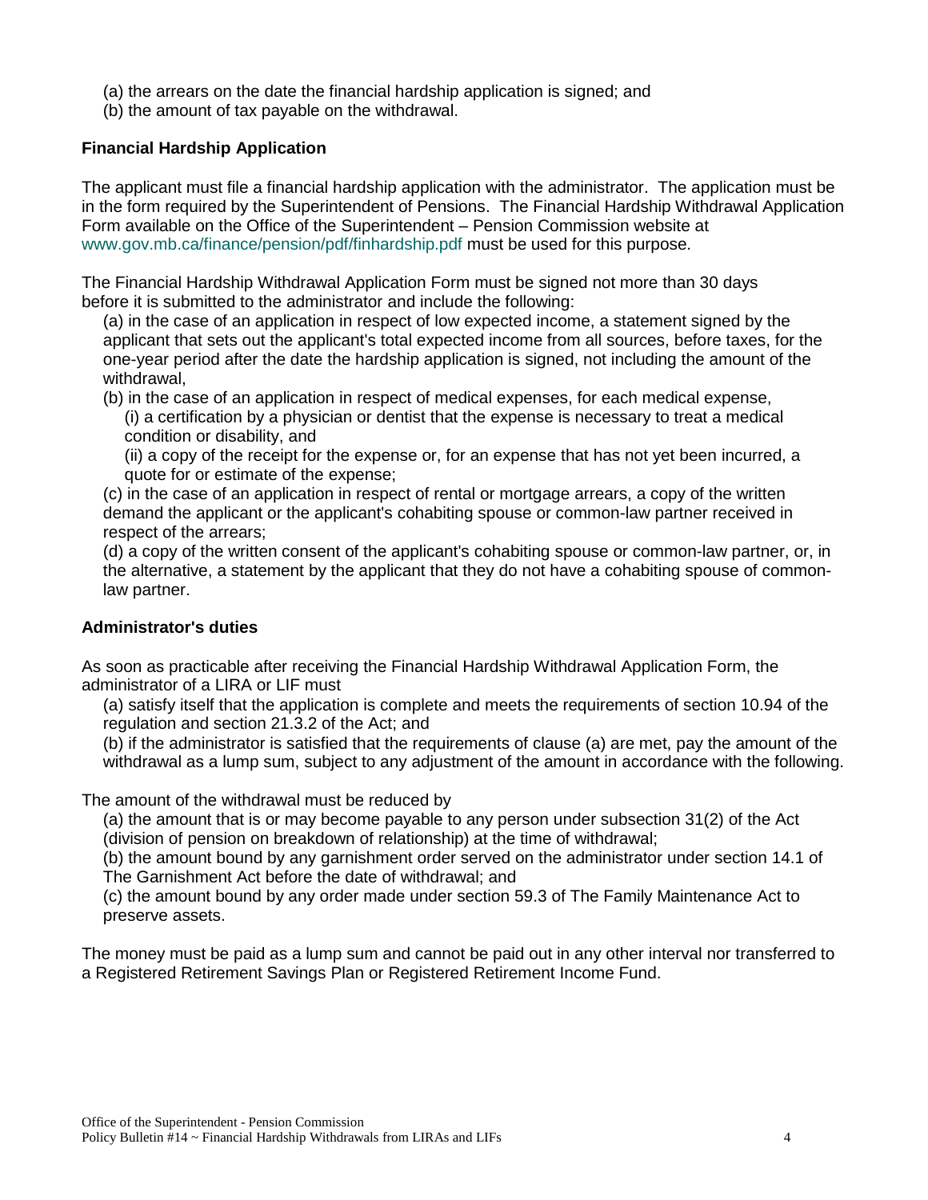(a) the arrears on the date the financial hardship application is signed; and
(b) the amount of tax payable on the withdrawal.

**Financial Hardship Application**

The applicant must file a financial hardship application with the administrator. The application must be in the form required by the Superintendent of Pensions. The Financial Hardship Withdrawal Application Form available on the Office of the Superintendent – Pension Commission website at www.gov.mb.ca/finance/pension/pdf/finhardship.pdf must be used for this purpose.

The Financial Hardship Withdrawal Application Form must be signed not more than 30 days before it is submitted to the administrator and include the following:

(a) in the case of an application in respect of low expected income, a statement signed by the applicant that sets out the applicant's total expected income from all sources, before taxes, for the one-year period after the date the hardship application is signed, not including the amount of the withdrawal,

(b) in the case of an application in respect of medical expenses, for each medical expense,

(i) a certification by a physician or dentist that the expense is necessary to treat a medical condition or disability, and

(ii) a copy of the receipt for the expense or, for an expense that has not yet been incurred, a quote for or estimate of the expense;

(c) in the case of an application in respect of rental or mortgage arrears, a copy of the written demand the applicant or the applicant's cohabiting spouse or common-law partner received in respect of the arrears;

(d) a copy of the written consent of the applicant's cohabiting spouse or common-law partner, or, in the alternative, a statement by the applicant that they do not have a cohabiting spouse of common-law partner.

**Administrator's duties**

As soon as practicable after receiving the Financial Hardship Withdrawal Application Form, the administrator of a LIRA or LIF must

(a) satisfy itself that the application is complete and meets the requirements of section 10.94 of the regulation and section 21.3.2 of the Act; and

(b) if the administrator is satisfied that the requirements of clause (a) are met, pay the amount of the withdrawal as a lump sum, subject to any adjustment of the amount in accordance with the following.

The amount of the withdrawal must be reduced by

(a) the amount that is or may become payable to any person under subsection 31(2) of the Act (division of pension on breakdown of relationship) at the time of withdrawal;

(b) the amount bound by any garnishment order served on the administrator under section 14.1 of The Garnishment Act before the date of withdrawal; and

(c) the amount bound by any order made under section 59.3 of The Family Maintenance Act to preserve assets.

The money must be paid as a lump sum and cannot be paid out in any other interval nor transferred to a Registered Retirement Savings Plan or Registered Retirement Income Fund.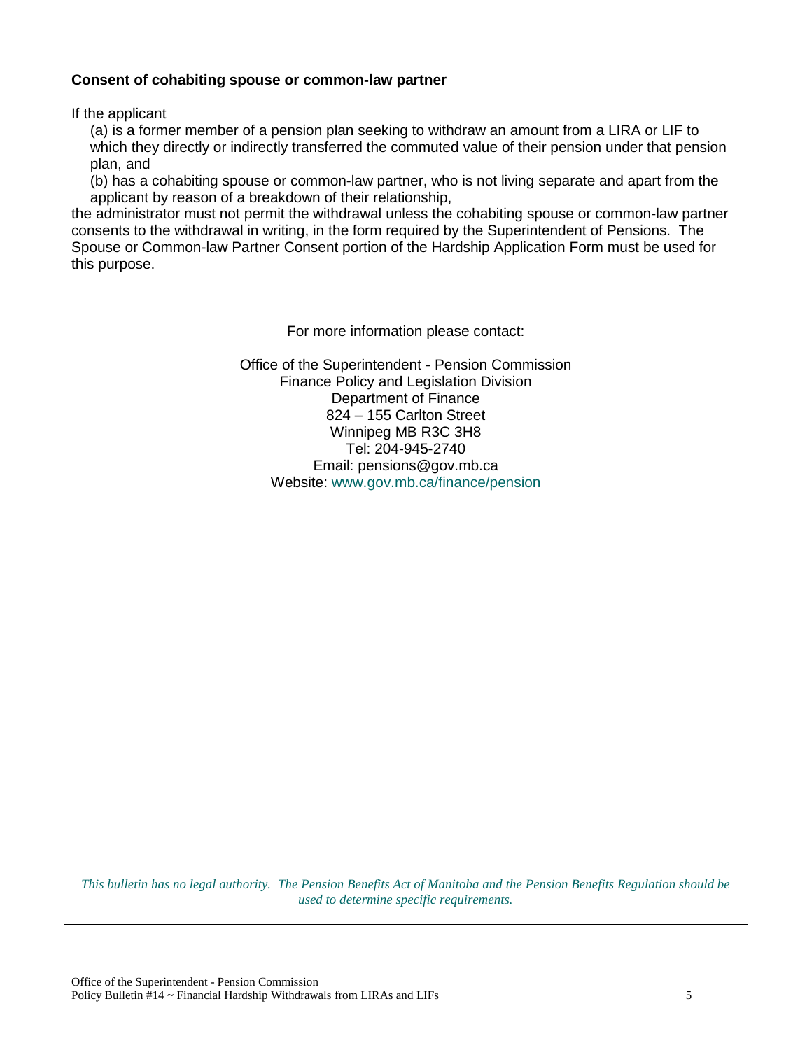**Consent of cohabiting spouse or common-law partner**

If the applicant

(a) is a former member of a pension plan seeking to withdraw an amount from a LIRA or LIF to which they directly or indirectly transferred the commuted value of their pension under that pension plan, and

(b) has a cohabiting spouse or common-law partner, who is not living separate and apart from the applicant by reason of a breakdown of their relationship,

the administrator must not permit the withdrawal unless the cohabiting spouse or common-law partner consents to the withdrawal in writing, in the form required by the Superintendent of Pensions. The Spouse or Common-law Partner Consent portion of the Hardship Application Form must be used for this purpose.

For more information please contact:

Office of the Superintendent - Pension Commission
Finance Policy and Legislation Division
Department of Finance
824 – 155 Carlton Street
Winnipeg MB R3C 3H8
Tel: 204-945-2740
Email: pensions@gov.mb.ca
Website: www.gov.mb.ca/finance/pension

*This bulletin has no legal authority. The Pension Benefits Act of Manitoba and the Pension Benefits Regulation should be used to determine specific requirements.*